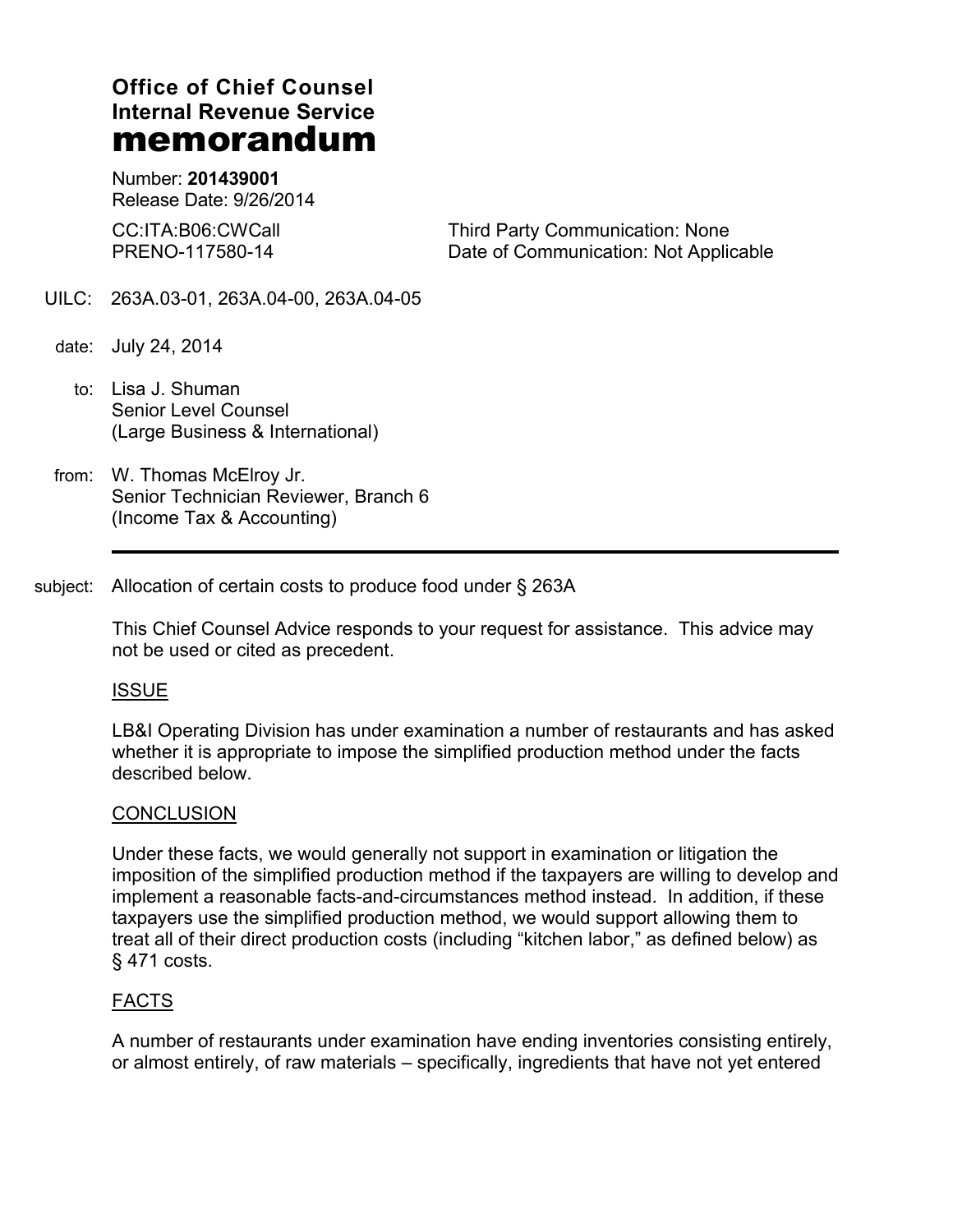**Office of Chief Counsel**
**Internal Revenue Service**
# memorandum

Number: **201439001**
Release Date: 9/26/2014

CC:ITA:B06:CWCall
PRENO-117580-14

Third Party Communication: None
Date of Communication: Not Applicable

UILC: 263A.03-01, 263A.04-00, 263A.04-05

date: July 24, 2014

to: Lisa J. Shuman
Senior Level Counsel
(Large Business & International)

from: W. Thomas McElroy Jr.
Senior Technician Reviewer, Branch 6
(Income Tax & Accounting)

---

subject: Allocation of certain costs to produce food under § 263A

This Chief Counsel Advice responds to your request for assistance. This advice may not be used or cited as precedent.

ISSUE

LB&I Operating Division has under examination a number of restaurants and has asked whether it is appropriate to impose the simplified production method under the facts described below.

CONCLUSION

Under these facts, we would generally not support in examination or litigation the imposition of the simplified production method if the taxpayers are willing to develop and implement a reasonable facts-and-circumstances method instead. In addition, if these taxpayers use the simplified production method, we would support allowing them to treat all of their direct production costs (including "kitchen labor," as defined below) as § 471 costs.

FACTS

A number of restaurants under examination have ending inventories consisting entirely, or almost entirely, of raw materials – specifically, ingredients that have not yet entered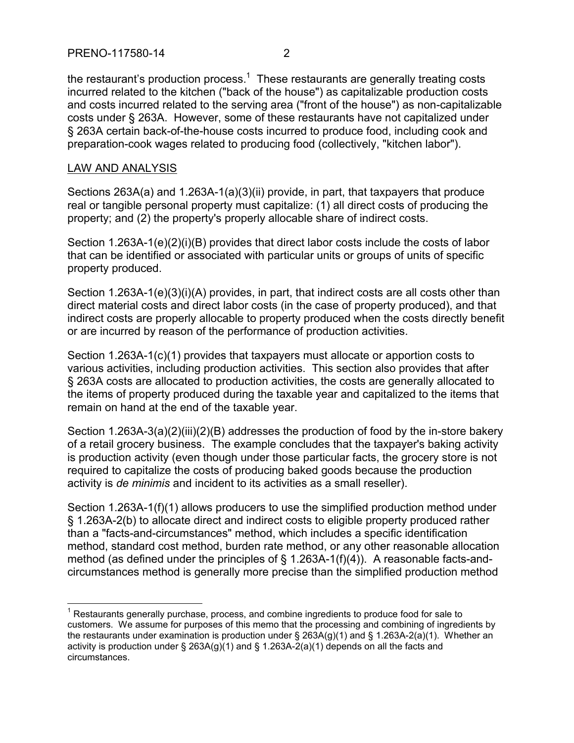the restaurant's production process.[1] These restaurants are generally treating costs incurred related to the kitchen ("back of the house") as capitalizable production costs and costs incurred related to the serving area ("front of the house") as non-capitalizable costs under § 263A. However, some of these restaurants have not capitalized under § 263A certain back-of-the-house costs incurred to produce food, including cook and preparation-cook wages related to producing food (collectively, "kitchen labor").

## LAW AND ANALYSIS

Sections 263A(a) and 1.263A-1(a)(3)(ii) provide, in part, that taxpayers that produce real or tangible personal property must capitalize: (1) all direct costs of producing the property; and (2) the property's properly allocable share of indirect costs.

Section 1.263A-1(e)(2)(i)(B) provides that direct labor costs include the costs of labor that can be identified or associated with particular units or groups of units of specific property produced.

Section 1.263A-1(e)(3)(i)(A) provides, in part, that indirect costs are all costs other than direct material costs and direct labor costs (in the case of property produced), and that indirect costs are properly allocable to property produced when the costs directly benefit or are incurred by reason of the performance of production activities.

Section 1.263A-1(c)(1) provides that taxpayers must allocate or apportion costs to various activities, including production activities. This section also provides that after § 263A costs are allocated to production activities, the costs are generally allocated to the items of property produced during the taxable year and capitalized to the items that remain on hand at the end of the taxable year.

Section 1.263A-3(a)(2)(iii)(2)(B) addresses the production of food by the in-store bakery of a retail grocery business. The example concludes that the taxpayer's baking activity is production activity (even though under those particular facts, the grocery store is not required to capitalize the costs of producing baked goods because the production activity is *de minimis* and incident to its activities as a small reseller).

Section 1.263A-1(f)(1) allows producers to use the simplified production method under § 1.263A-2(b) to allocate direct and indirect costs to eligible property produced rather than a "facts-and-circumstances" method, which includes a specific identification method, standard cost method, burden rate method, or any other reasonable allocation method (as defined under the principles of § 1.263A-1(f)(4)). A reasonable facts-and-circumstances method is generally more precise than the simplified production method

---

[1] Restaurants generally purchase, process, and combine ingredients to produce food for sale to customers. We assume for purposes of this memo that the processing and combining of ingredients by the restaurants under examination is production under § 263A(g)(1) and § 1.263A-2(a)(1). Whether an activity is production under § 263A(g)(1) and § 1.263A-2(a)(1) depends on all the facts and circumstances.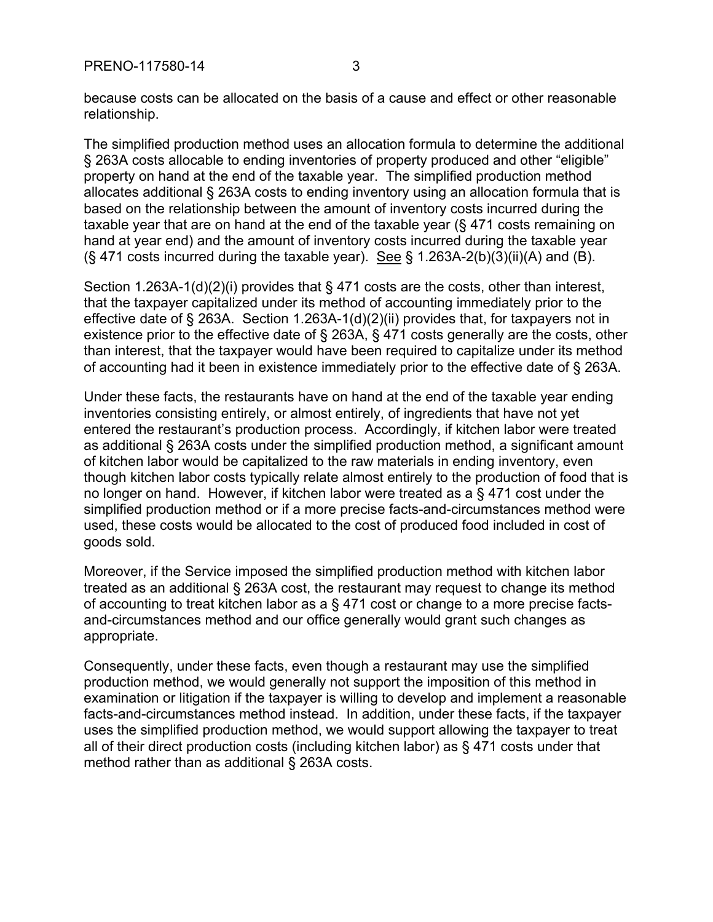because costs can be allocated on the basis of a cause and effect or other reasonable relationship.

The simplified production method uses an allocation formula to determine the additional § 263A costs allocable to ending inventories of property produced and other "eligible" property on hand at the end of the taxable year. The simplified production method allocates additional § 263A costs to ending inventory using an allocation formula that is based on the relationship between the amount of inventory costs incurred during the taxable year that are on hand at the end of the taxable year (§ 471 costs remaining on hand at year end) and the amount of inventory costs incurred during the taxable year (§ 471 costs incurred during the taxable year). See § 1.263A-2(b)(3)(ii)(A) and (B).

Section 1.263A-1(d)(2)(i) provides that § 471 costs are the costs, other than interest, that the taxpayer capitalized under its method of accounting immediately prior to the effective date of § 263A. Section 1.263A-1(d)(2)(ii) provides that, for taxpayers not in existence prior to the effective date of § 263A, § 471 costs generally are the costs, other than interest, that the taxpayer would have been required to capitalize under its method of accounting had it been in existence immediately prior to the effective date of § 263A.

Under these facts, the restaurants have on hand at the end of the taxable year ending inventories consisting entirely, or almost entirely, of ingredients that have not yet entered the restaurant's production process. Accordingly, if kitchen labor were treated as additional § 263A costs under the simplified production method, a significant amount of kitchen labor would be capitalized to the raw materials in ending inventory, even though kitchen labor costs typically relate almost entirely to the production of food that is no longer on hand. However, if kitchen labor were treated as a § 471 cost under the simplified production method or if a more precise facts-and-circumstances method were used, these costs would be allocated to the cost of produced food included in cost of goods sold.

Moreover, if the Service imposed the simplified production method with kitchen labor treated as an additional § 263A cost, the restaurant may request to change its method of accounting to treat kitchen labor as a § 471 cost or change to a more precise facts-and-circumstances method and our office generally would grant such changes as appropriate.

Consequently, under these facts, even though a restaurant may use the simplified production method, we would generally not support the imposition of this method in examination or litigation if the taxpayer is willing to develop and implement a reasonable facts-and-circumstances method instead. In addition, under these facts, if the taxpayer uses the simplified production method, we would support allowing the taxpayer to treat all of their direct production costs (including kitchen labor) as § 471 costs under that method rather than as additional § 263A costs.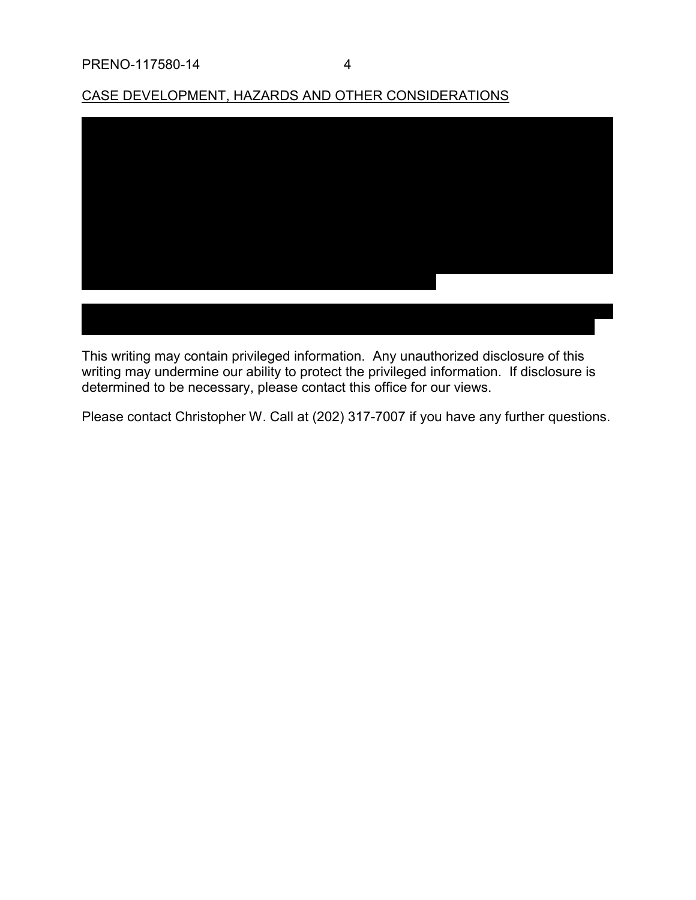## CASE DEVELOPMENT, HAZARDS AND OTHER CONSIDERATIONS

This writing may contain privileged information. Any unauthorized disclosure of this writing may undermine our ability to protect the privileged information. If disclosure is determined to be necessary, please contact this office for our views.

Please contact Christopher W. Call at (202) 317-7007 if you have any further questions.